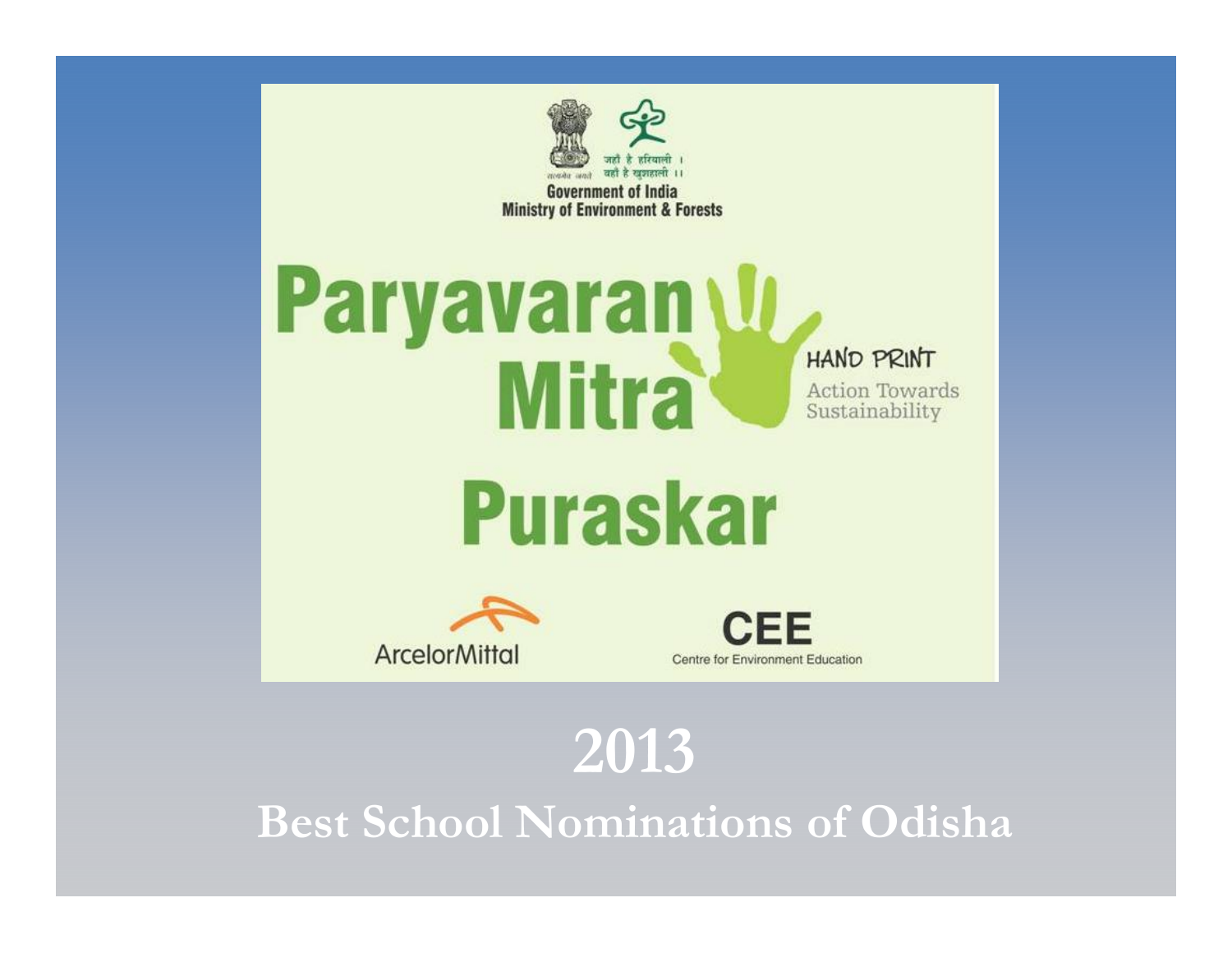जहाँ है हरियाली ।
वहाँ है खुशहाली ।।

सत्यमेव जयते

Government of India
Ministry of Environment & Forests

# Paryavaran Mitra Puraskar

HAND PRINT
Action Towards Sustainability

ArcelorMittal

CEE
Centre for Environment Education

# 2013

## Best School Nominations of Odisha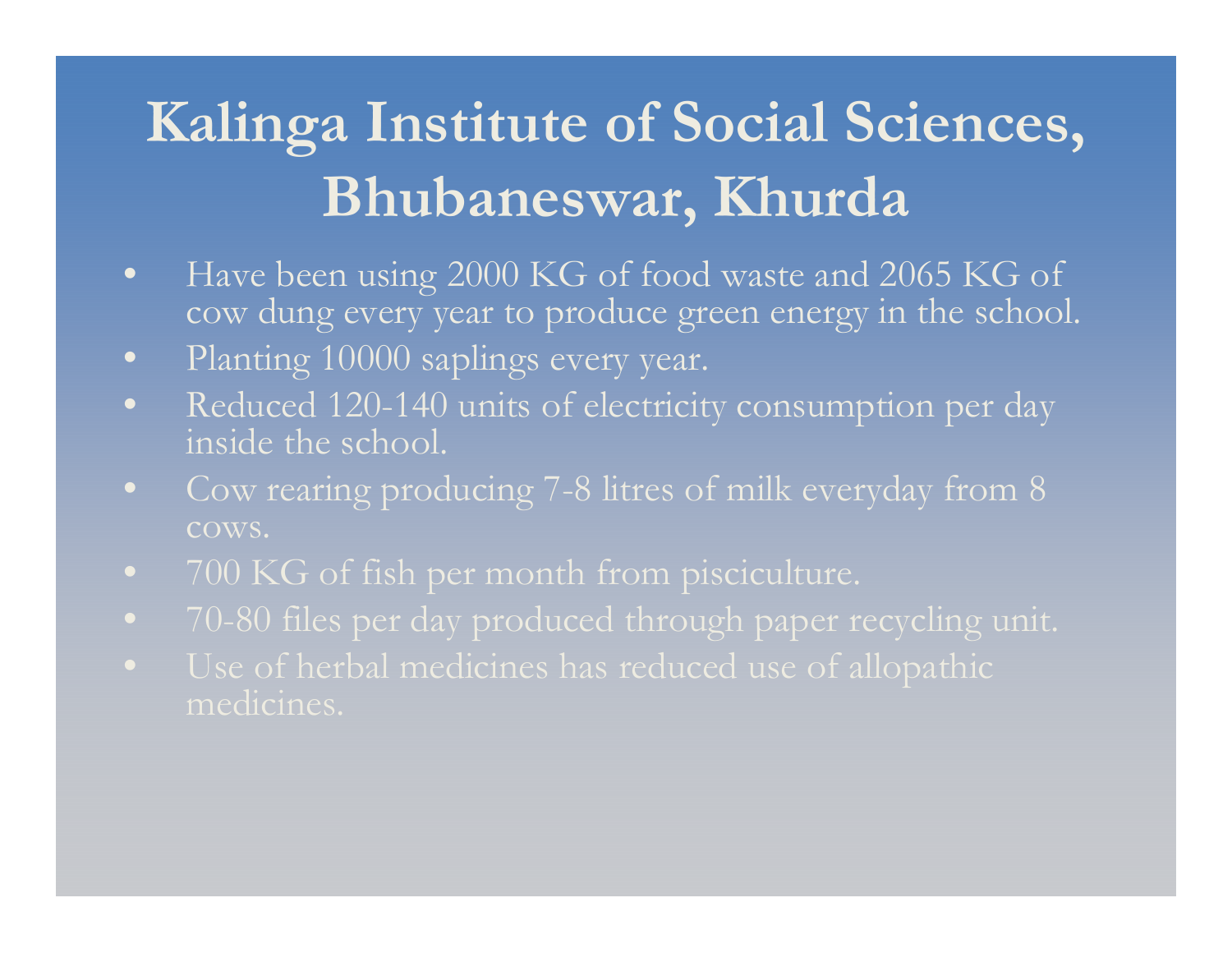# Kalinga Institute of Social Sciences, Bhubaneswar, Khurda

- Have been using 2000 KG of food waste and 2065 KG of cow dung every year to produce green energy in the school.
- Planting 10000 saplings every year.
- Reduced 120-140 units of electricity consumption per day inside the school.
- Cow rearing producing 7-8 litres of milk everyday from 8 cows.
- 700 KG of fish per month from pisciculture.
- 70-80 files per day produced through paper recycling unit.
- Use of herbal medicines has reduced use of allopathic medicines.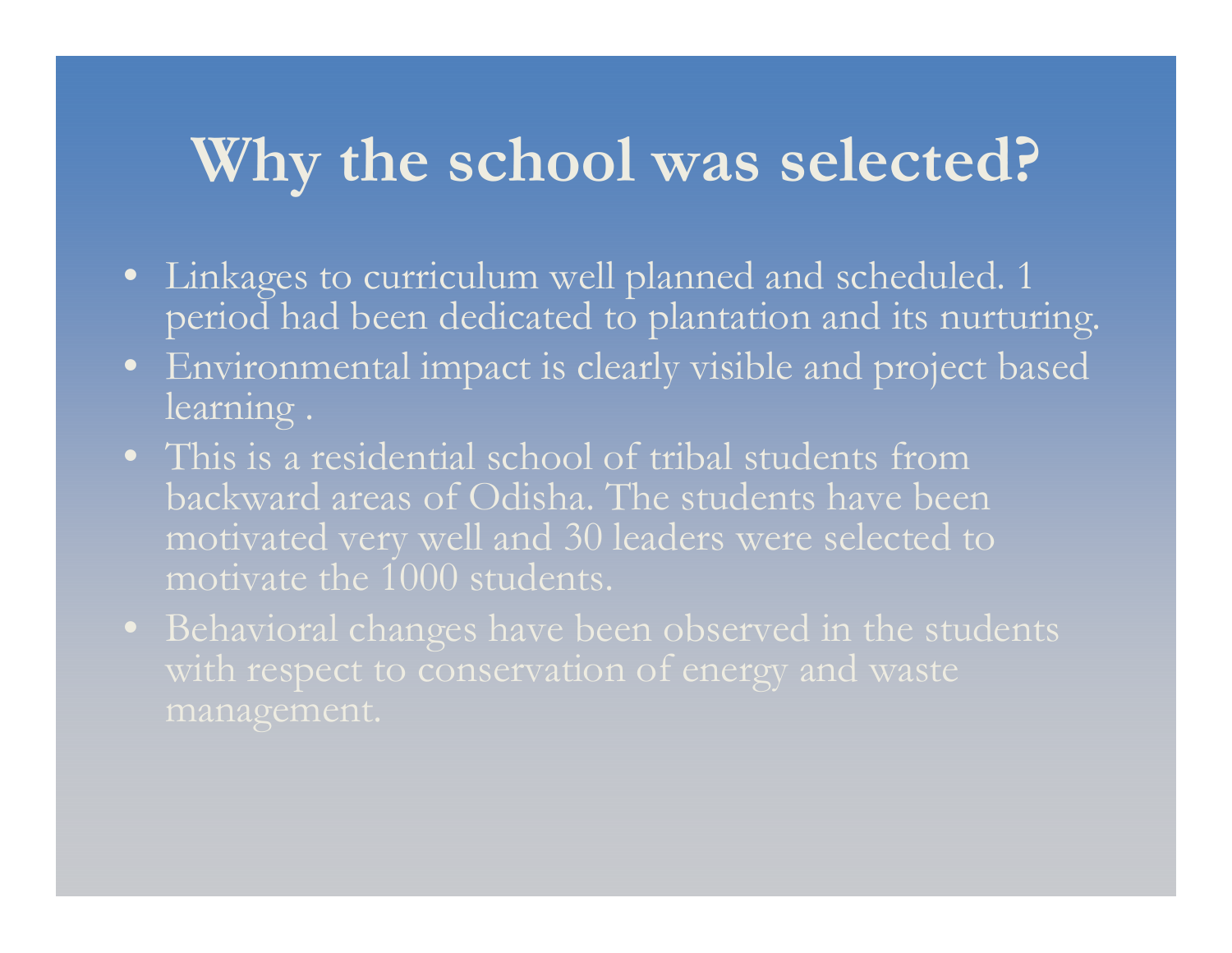# Why the school was selected?

- Linkages to curriculum well planned and scheduled. 1 period had been dedicated to plantation and its nurturing.
- Environmental impact is clearly visible and project based learning .
- This is a residential school of tribal students from backward areas of Odisha. The students have been motivated very well and 30 leaders were selected to motivate the 1000 students.
- Behavioral changes have been observed in the students with respect to conservation of energy and waste management.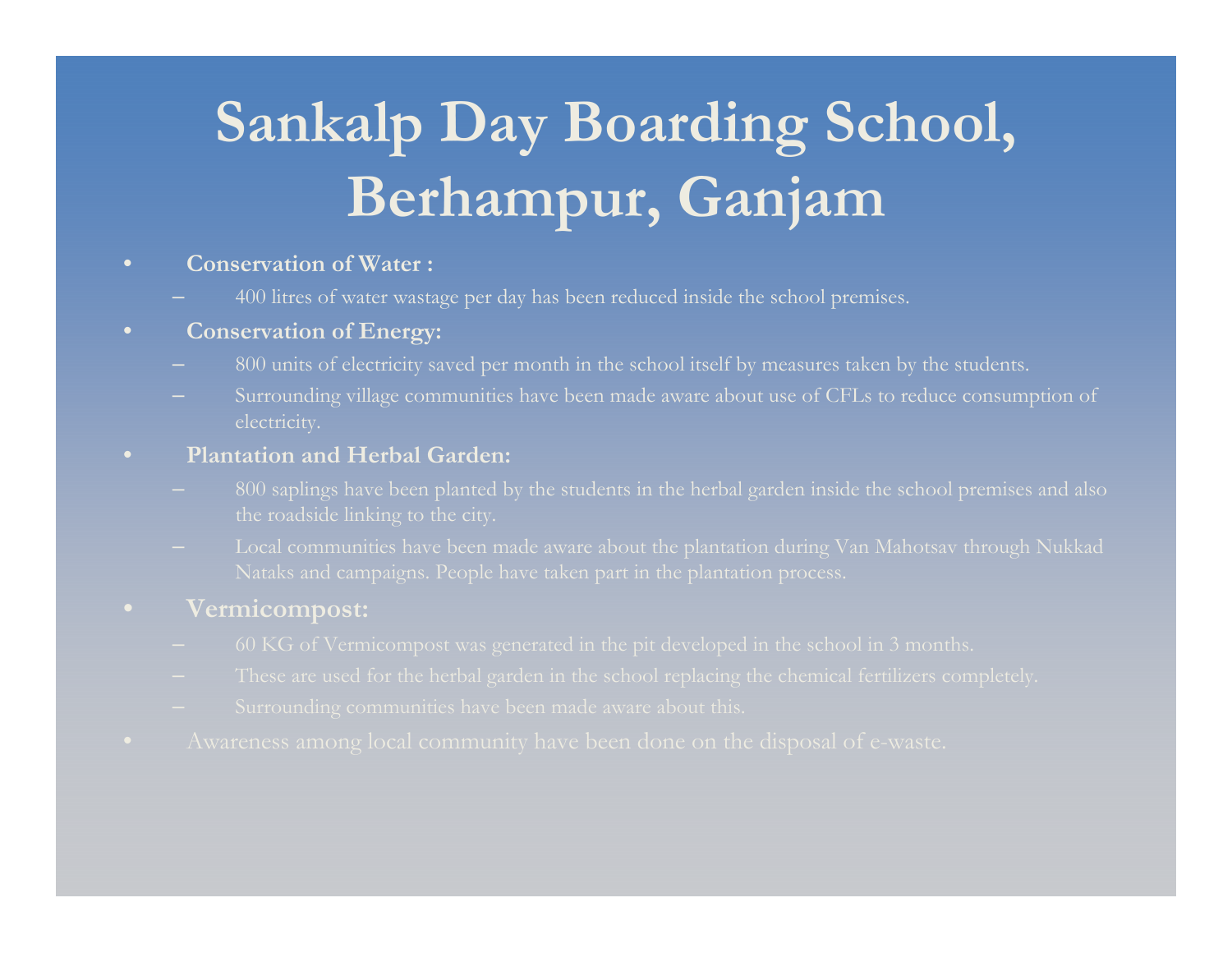# Sankalp Day Boarding School, Berhampur, Ganjam

- **Conservation of Water :**
  - 400 litres of water wastage per day has been reduced inside the school premises.
- **Conservation of Energy:**
  - 800 units of electricity saved per month in the school itself by measures taken by the students.
  - Surrounding village communities have been made aware about use of CFLs to reduce consumption of electricity.
- **Plantation and Herbal Garden:**
  - 800 saplings have been planted by the students in the herbal garden inside the school premises and also the roadside linking to the city.
  - Local communities have been made aware about the plantation during Van Mahotsav through Nukkad Nataks and campaigns. People have taken part in the plantation process.
- **Vermicompost:**
  - 60 KG of Vermicompost was generated in the pit developed in the school in 3 months.
  - These are used for the herbal garden in the school replacing the chemical fertilizers completely.
  - Surrounding communities have been made aware about this.
- Awareness among local community have been done on the disposal of e-waste.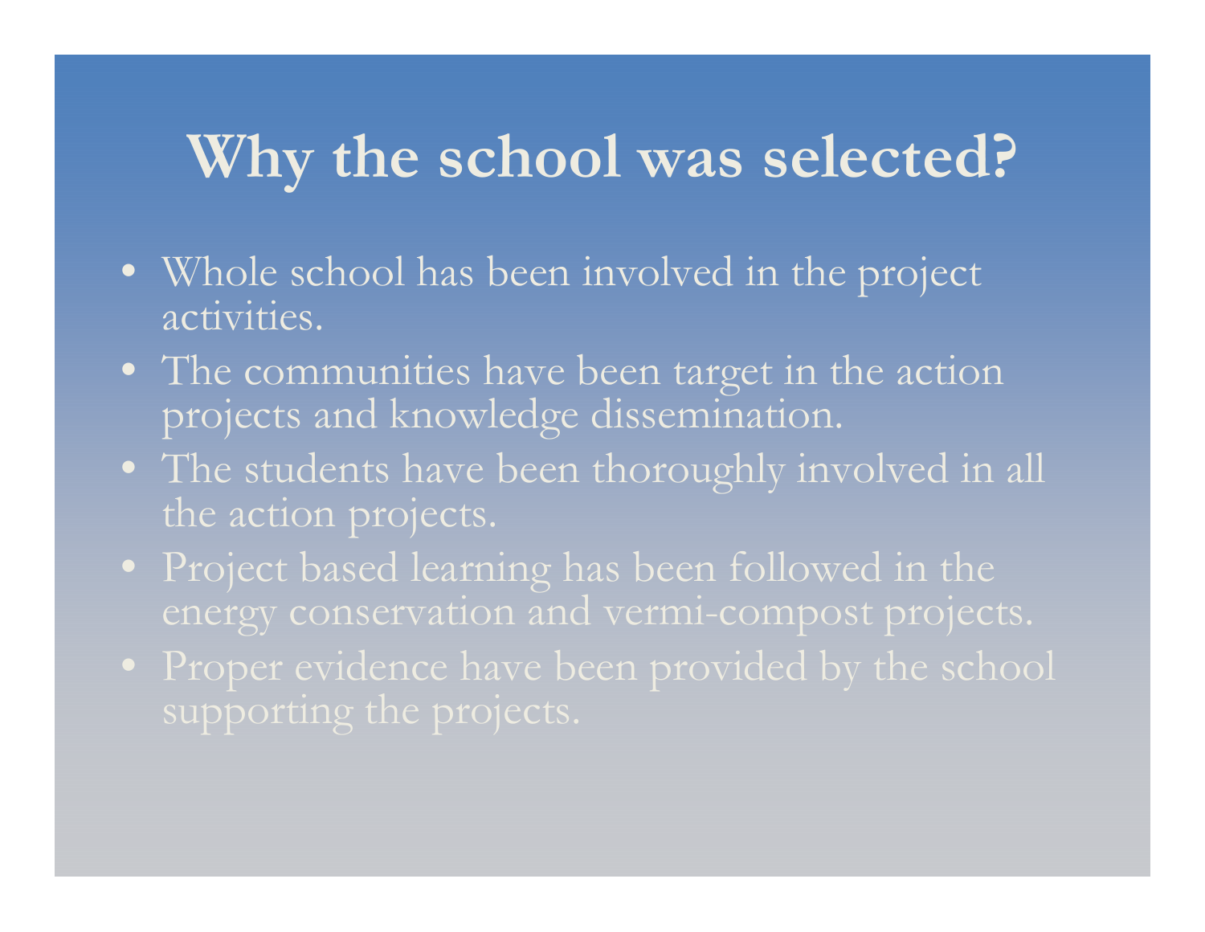# Why the school was selected?

- Whole school has been involved in the project activities.
- The communities have been target in the action projects and knowledge dissemination.
- The students have been thoroughly involved in all the action projects.
- Project based learning has been followed in the energy conservation and vermi-compost projects.
- Proper evidence have been provided by the school supporting the projects.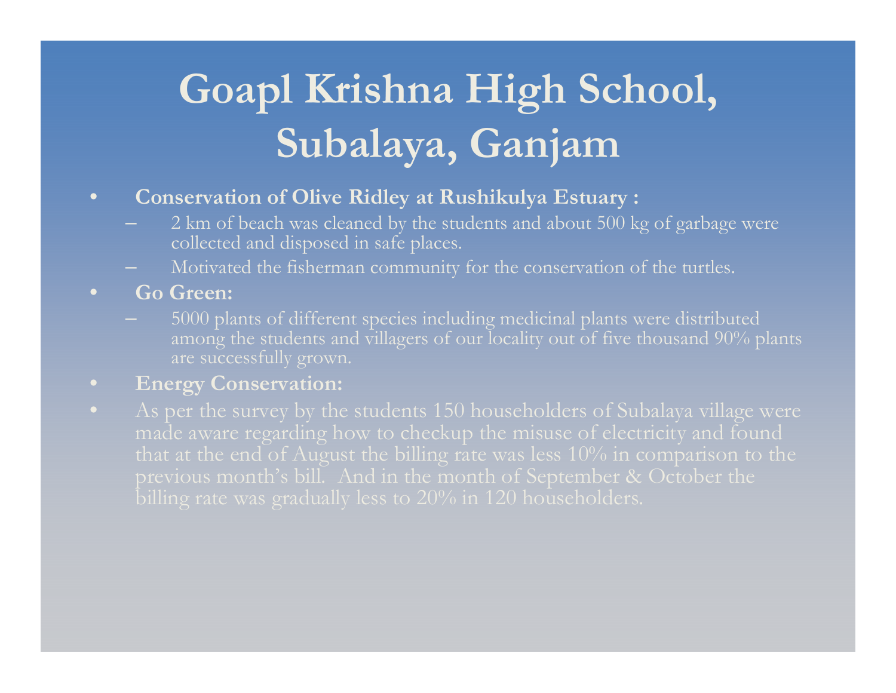# Goapl Krishna High School, Subalaya, Ganjam

- **Conservation of Olive Ridley at Rushikulya Estuary :**
  - 2 km of beach was cleaned by the students and about 500 kg of garbage were collected and disposed in safe places.
  - Motivated the fisherman community for the conservation of the turtles.
- **Go Green:**
  - 5000 plants of different species including medicinal plants were distributed among the students and villagers of our locality out of five thousand 90% plants are successfully grown.
- **Energy Conservation:**
- As per the survey by the students 150 householders of Subalaya village were made aware regarding how to checkup the misuse of electricity and found that at the end of August the billing rate was less 10% in comparison to the previous month's bill. And in the month of September & October the billing rate was gradually less to 20% in 120 householders.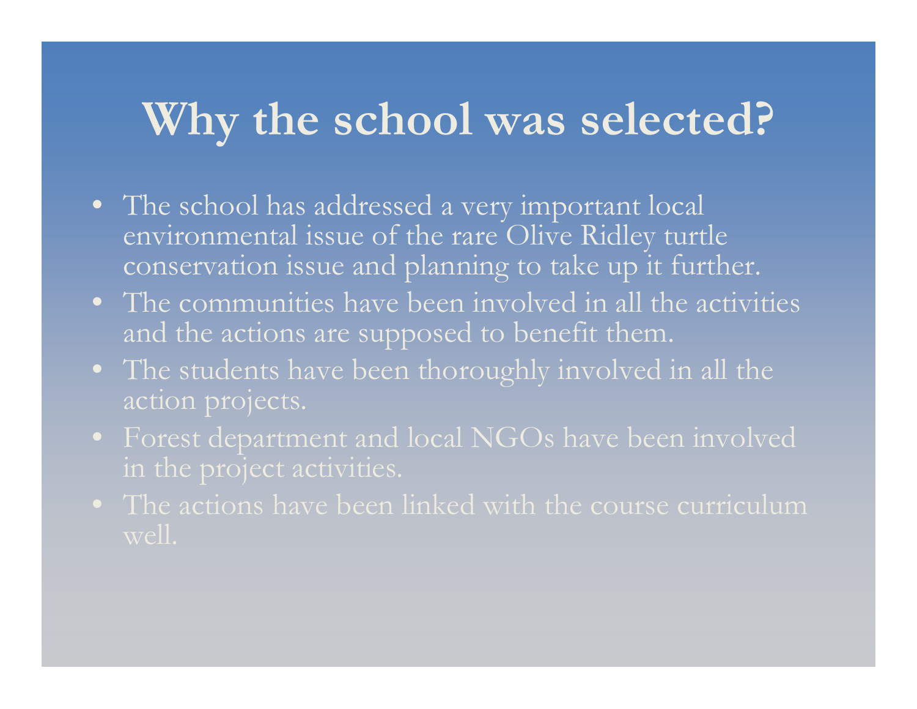# Why the school was selected?

- The school has addressed a very important local environmental issue of the rare Olive Ridley turtle conservation issue and planning to take up it further.
- The communities have been involved in all the activities and the actions are supposed to benefit them.
- The students have been thoroughly involved in all the action projects.
- Forest department and local NGOs have been involved in the project activities.
- The actions have been linked with the course curriculum well.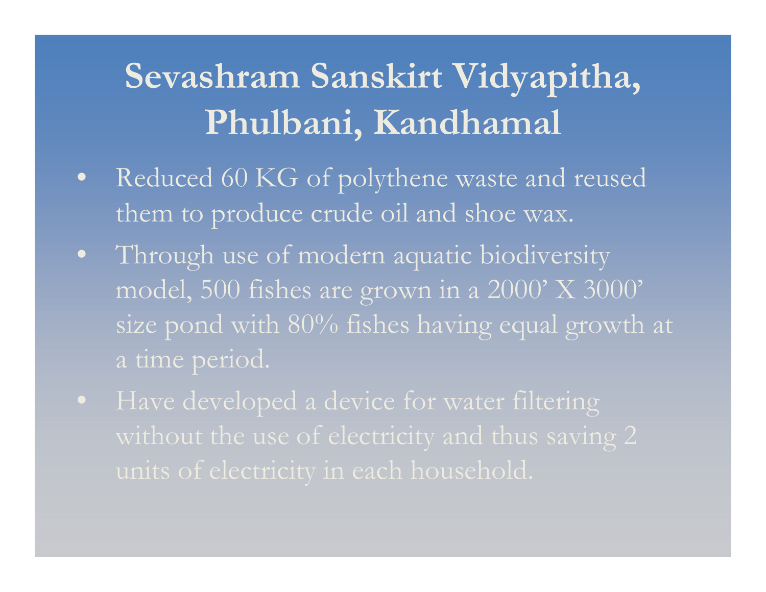# Sevashram Sanskirt Vidyapitha, Phulbani, Kandhamal

- Reduced 60 KG of polythene waste and reused them to produce crude oil and shoe wax.
- Through use of modern aquatic biodiversity model, 500 fishes are grown in a 2000' X 3000' size pond with 80% fishes having equal growth at a time period.
- Have developed a device for water filtering without the use of electricity and thus saving 2 units of electricity in each household.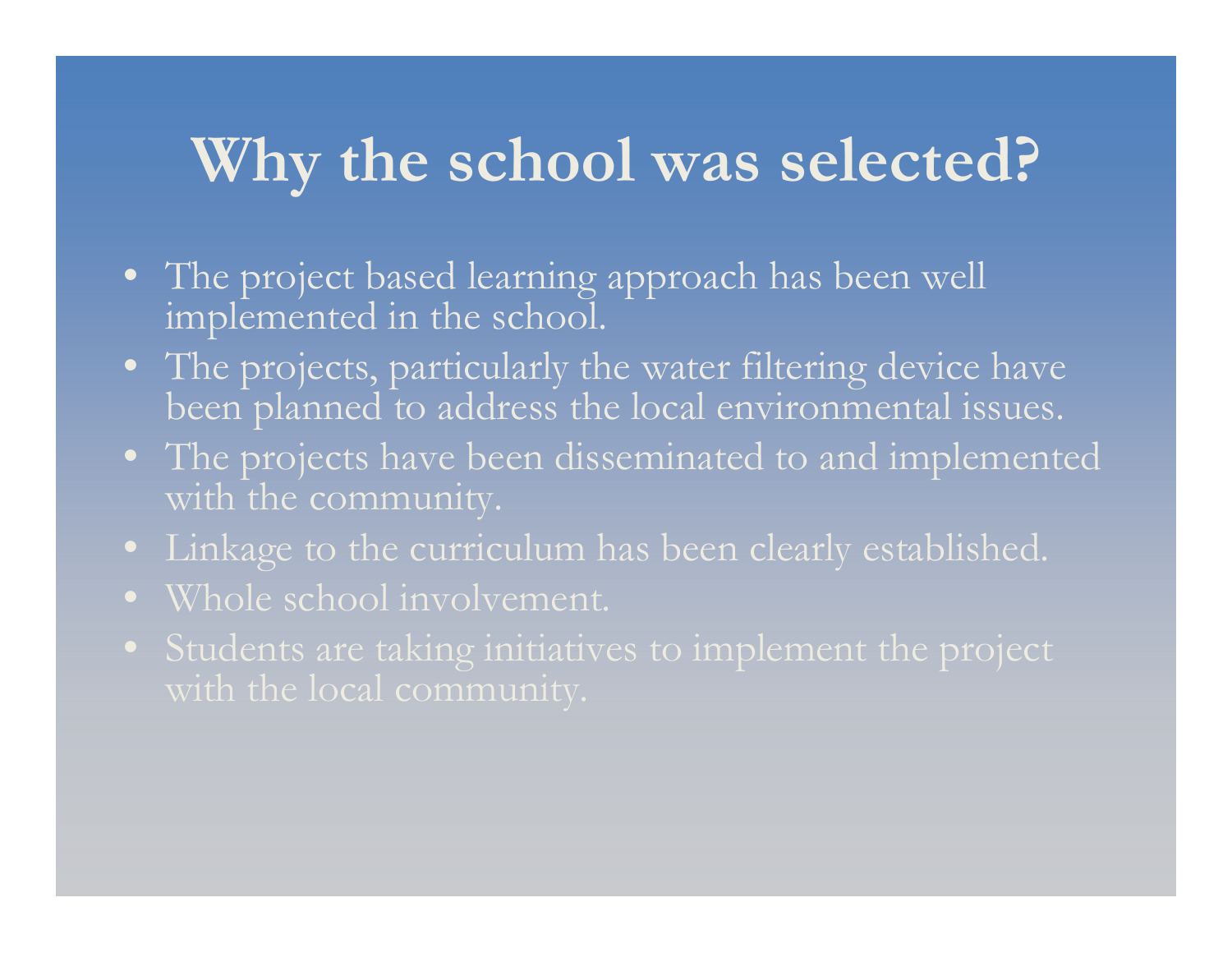# Why the school was selected?

- The project based learning approach has been well implemented in the school.
- The projects, particularly the water filtering device have been planned to address the local environmental issues.
- The projects have been disseminated to and implemented with the community.
- Linkage to the curriculum has been clearly established.
- Whole school involvement.
- Students are taking initiatives to implement the project with the local community.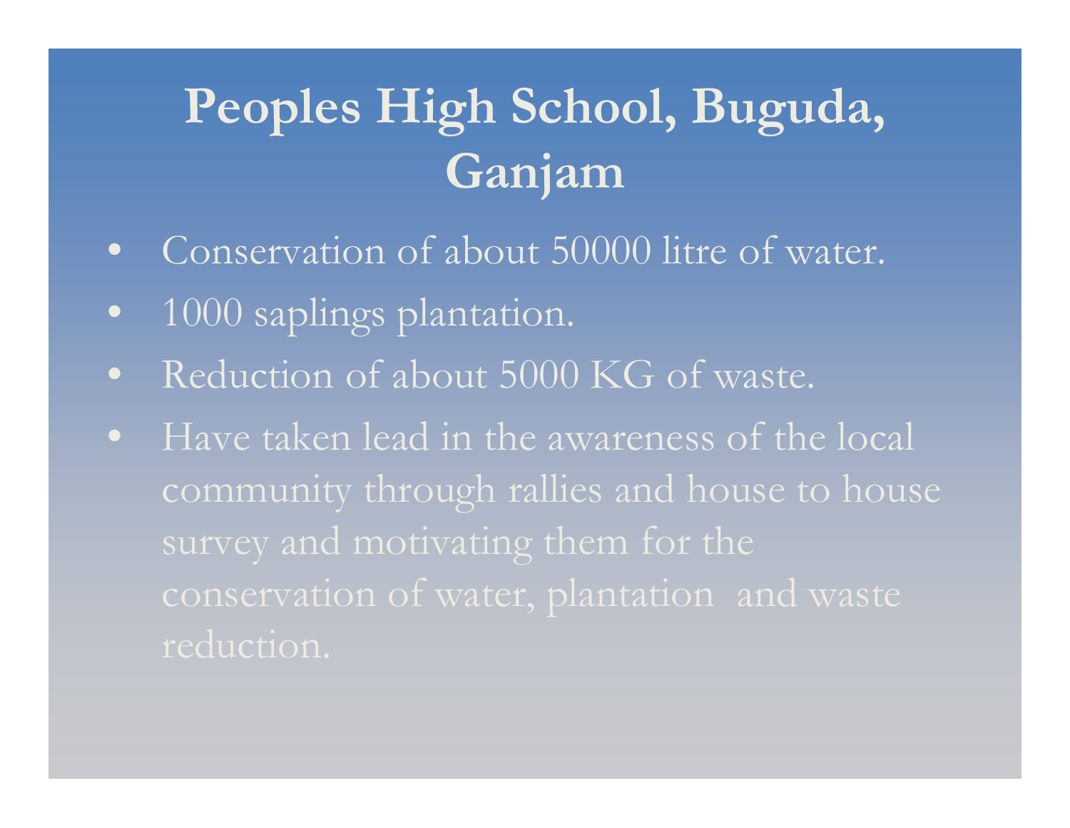# Peoples High School, Buguda, Ganjam

- Conservation of about 50000 litre of water.
- 1000 saplings plantation.
- Reduction of about 5000 KG of waste.
- Have taken lead in the awareness of the local community through rallies and house to house survey and motivating them for the conservation of water, plantation and waste reduction.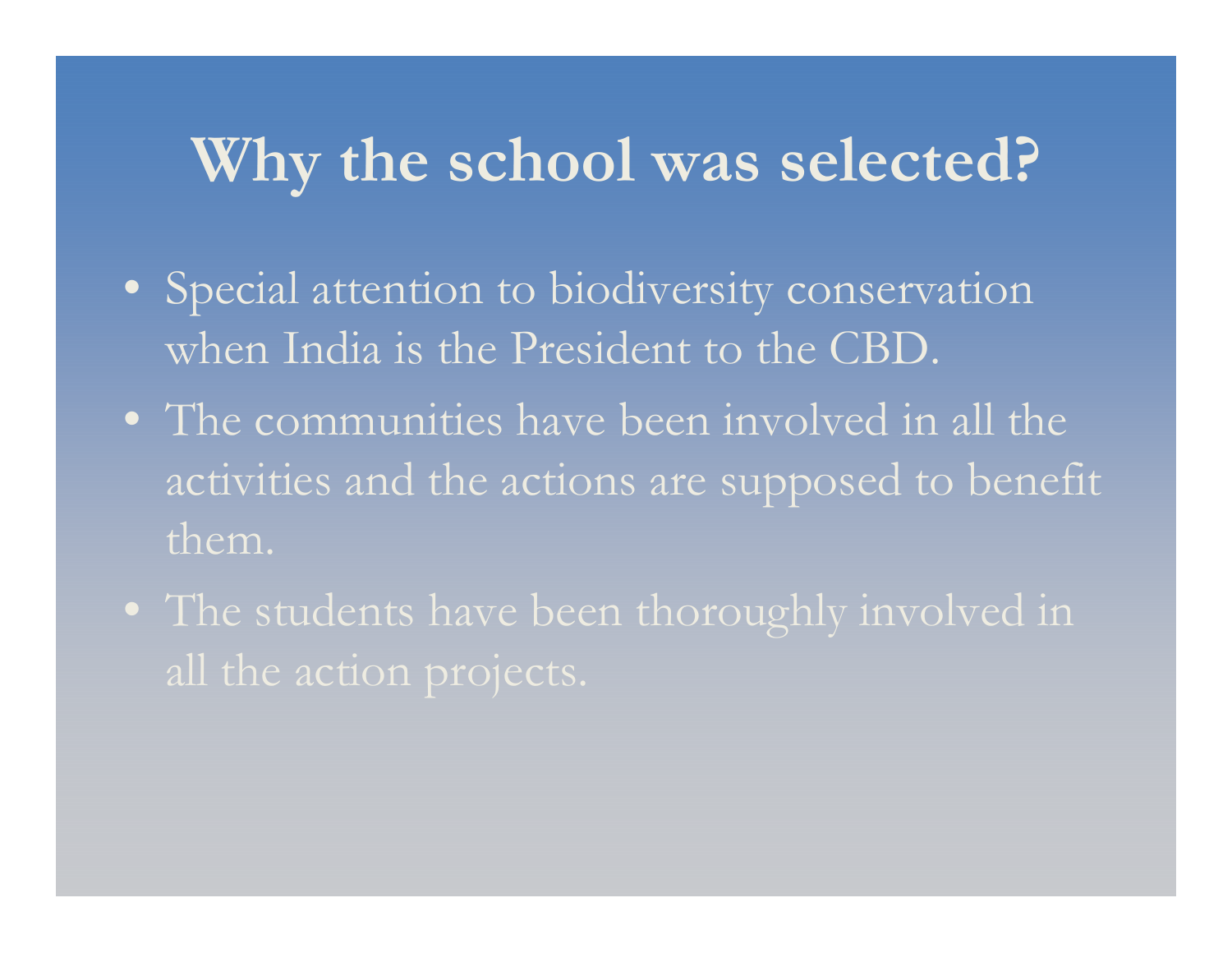# Why the school was selected?

- Special attention to biodiversity conservation when India is the President to the CBD.
- The communities have been involved in all the activities and the actions are supposed to benefit them.
- The students have been thoroughly involved in all the action projects.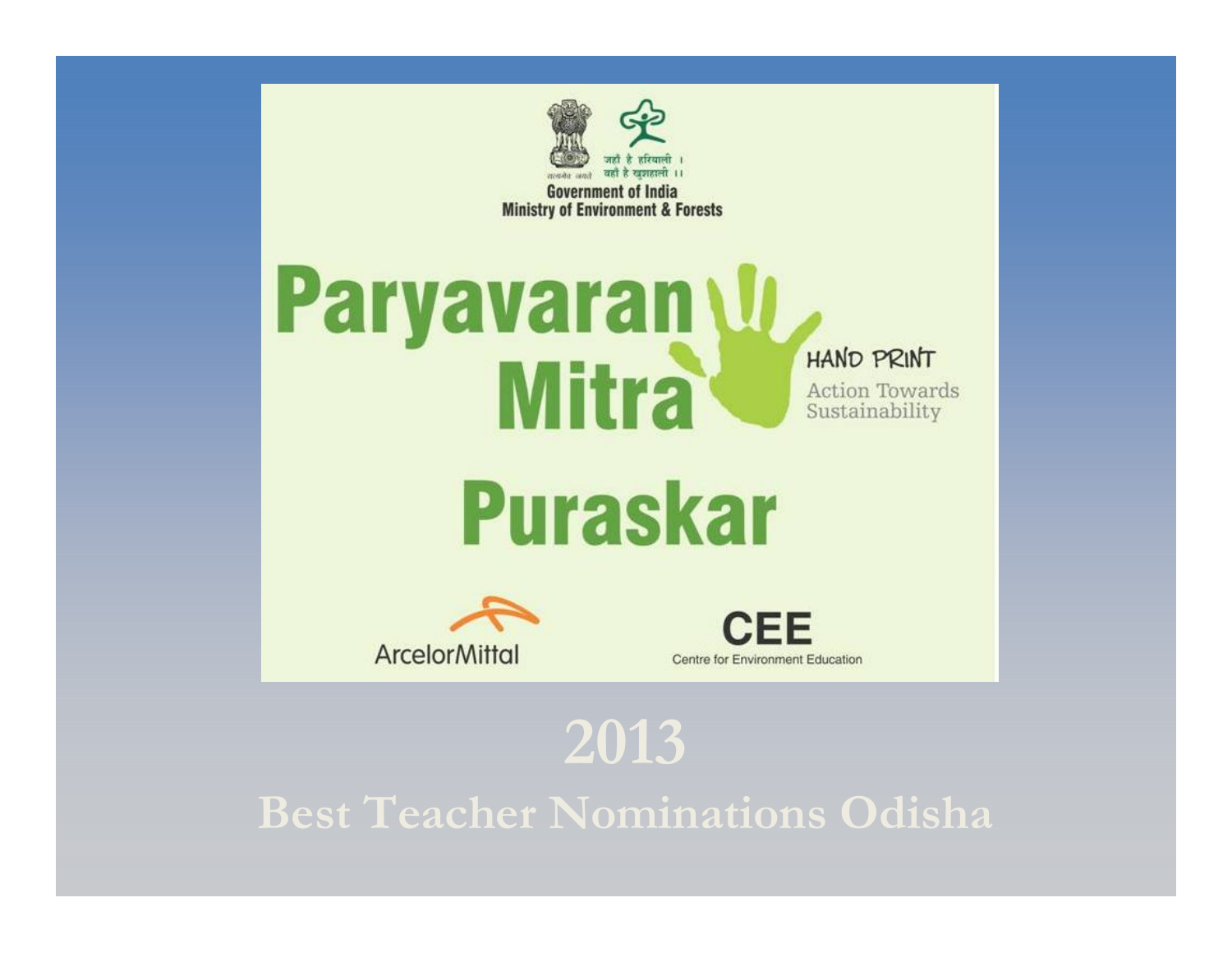Government of India
Ministry of Environment & Forests

जहाँ है हरियाली ।
वहाँ है खुशहाली ।।

# Paryavaran Mitra Puraskar

HAND PRINT
Action Towards Sustainability

ArcelorMittal

CEE
Centre for Environment Education

# 2013

## Best Teacher Nominations Odisha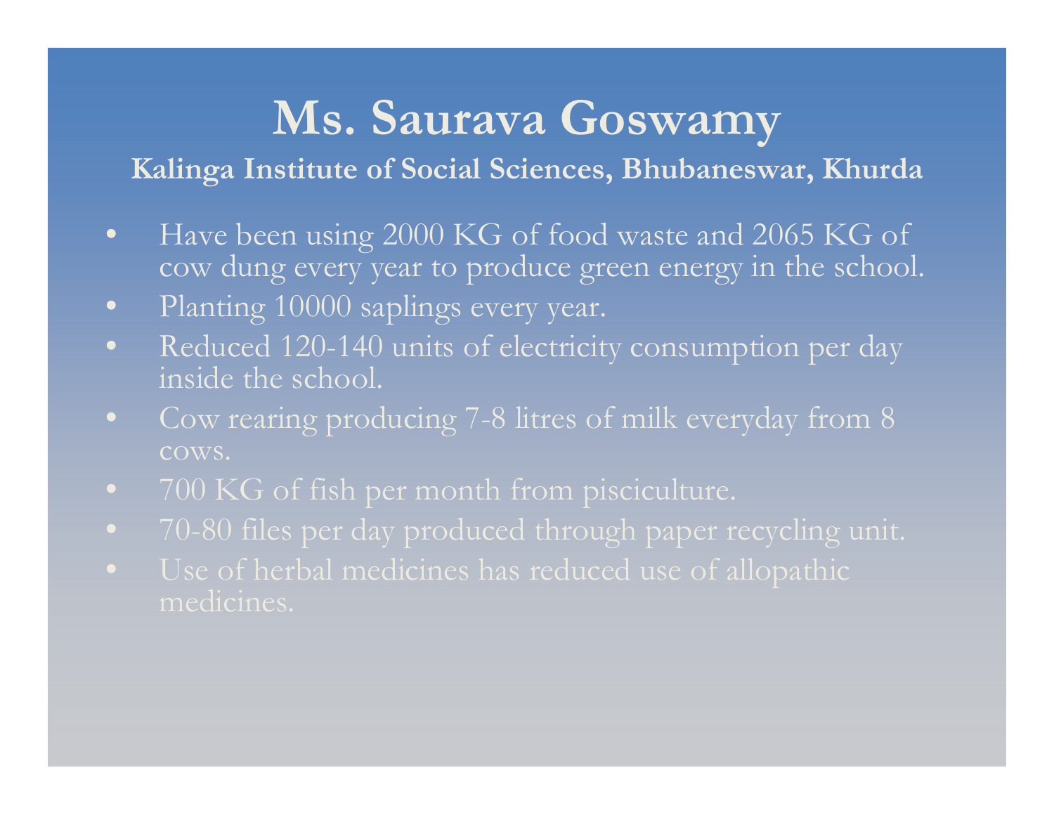# Ms. Saurava Goswamy

### Kalinga Institute of Social Sciences, Bhubaneswar, Khurda

- Have been using 2000 KG of food waste and 2065 KG of cow dung every year to produce green energy in the school.
- Planting 10000 saplings every year.
- Reduced 120-140 units of electricity consumption per day inside the school.
- Cow rearing producing 7-8 litres of milk everyday from 8 cows.
- 700 KG of fish per month from pisciculture.
- 70-80 files per day produced through paper recycling unit.
- Use of herbal medicines has reduced use of allopathic medicines.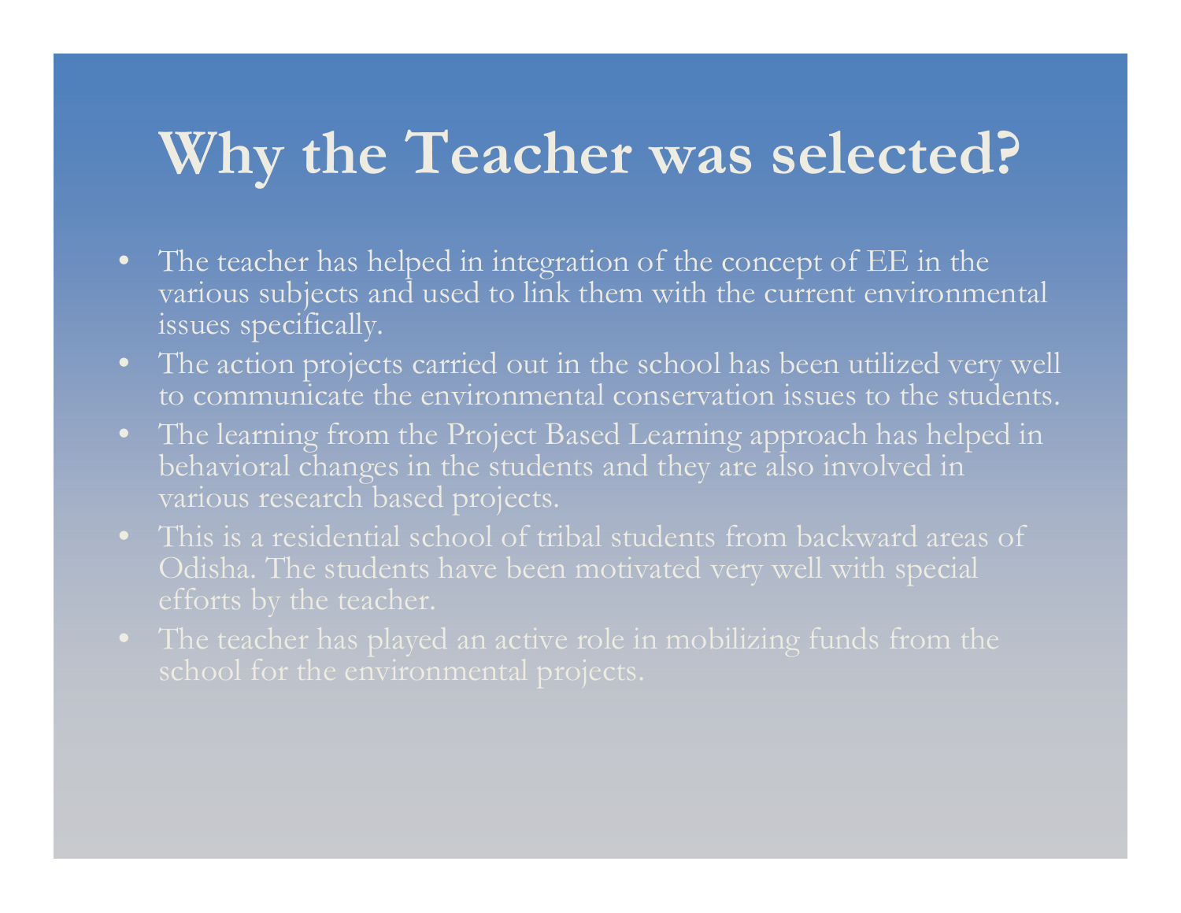# Why the Teacher was selected?

- The teacher has helped in integration of the concept of EE in the various subjects and used to link them with the current environmental issues specifically.
- The action projects carried out in the school has been utilized very well to communicate the environmental conservation issues to the students.
- The learning from the Project Based Learning approach has helped in behavioral changes in the students and they are also involved in various research based projects.
- This is a residential school of tribal students from backward areas of Odisha. The students have been motivated very well with special efforts by the teacher.
- The teacher has played an active role in mobilizing funds from the school for the environmental projects.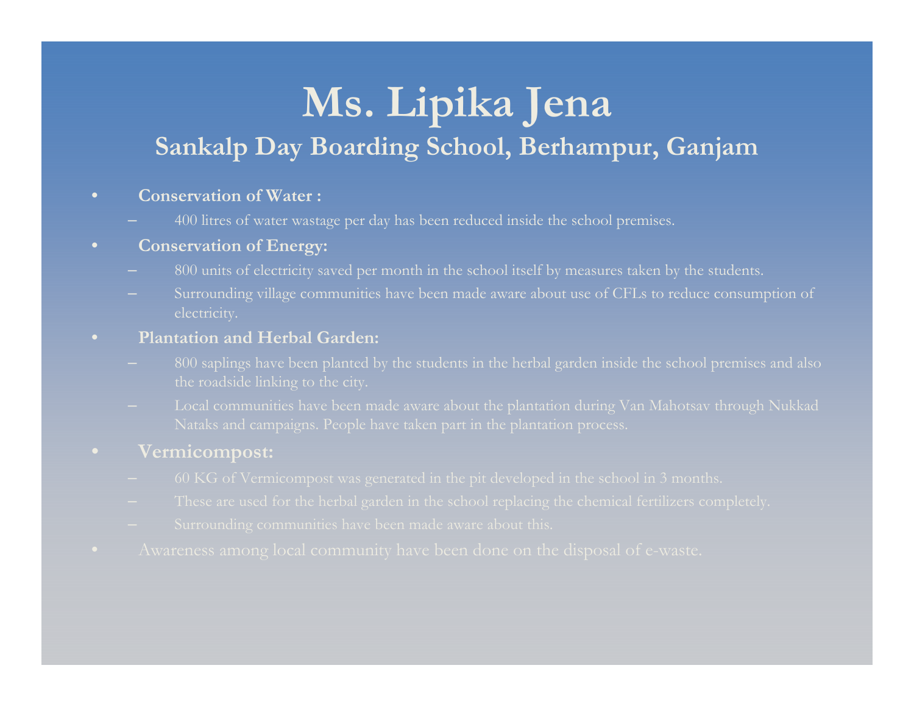# Ms. Lipika Jena

## Sankalp Day Boarding School, Berhampur, Ganjam

- **Conservation of Water :**
  - 400 litres of water wastage per day has been reduced inside the school premises.
- **Conservation of Energy:**
  - 800 units of electricity saved per month in the school itself by measures taken by the students.
  - Surrounding village communities have been made aware about use of CFLs to reduce consumption of electricity.
- **Plantation and Herbal Garden:**
  - 800 saplings have been planted by the students in the herbal garden inside the school premises and also the roadside linking to the city.
  - Local communities have been made aware about the plantation during Van Mahotsav through Nukkad Nataks and campaigns. People have taken part in the plantation process.
- **Vermicompost:**
  - 60 KG of Vermicompost was generated in the pit developed in the school in 3 months.
  - These are used for the herbal garden in the school replacing the chemical fertilizers completely.
  - Surrounding communities have been made aware about this.
- Awareness among local community have been done on the disposal of e-waste.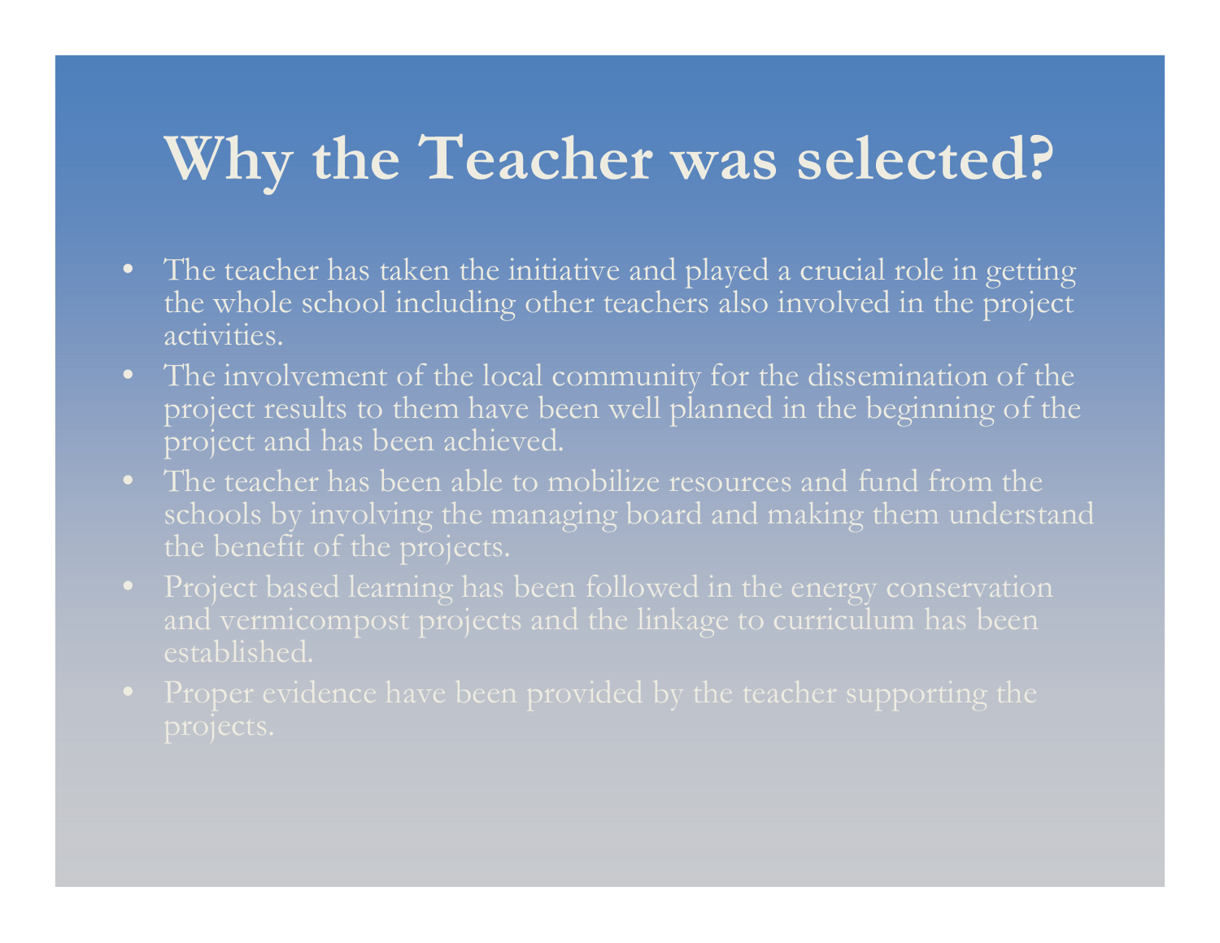# Why the Teacher was selected?

- The teacher has taken the initiative and played a crucial role in getting the whole school including other teachers also involved in the project activities.
- The involvement of the local community for the dissemination of the project results to them have been well planned in the beginning of the project and has been achieved.
- The teacher has been able to mobilize resources and fund from the schools by involving the managing board and making them understand the benefit of the projects.
- Project based learning has been followed in the energy conservation and vermicompost projects and the linkage to curriculum has been established.
- Proper evidence have been provided by the teacher supporting the projects.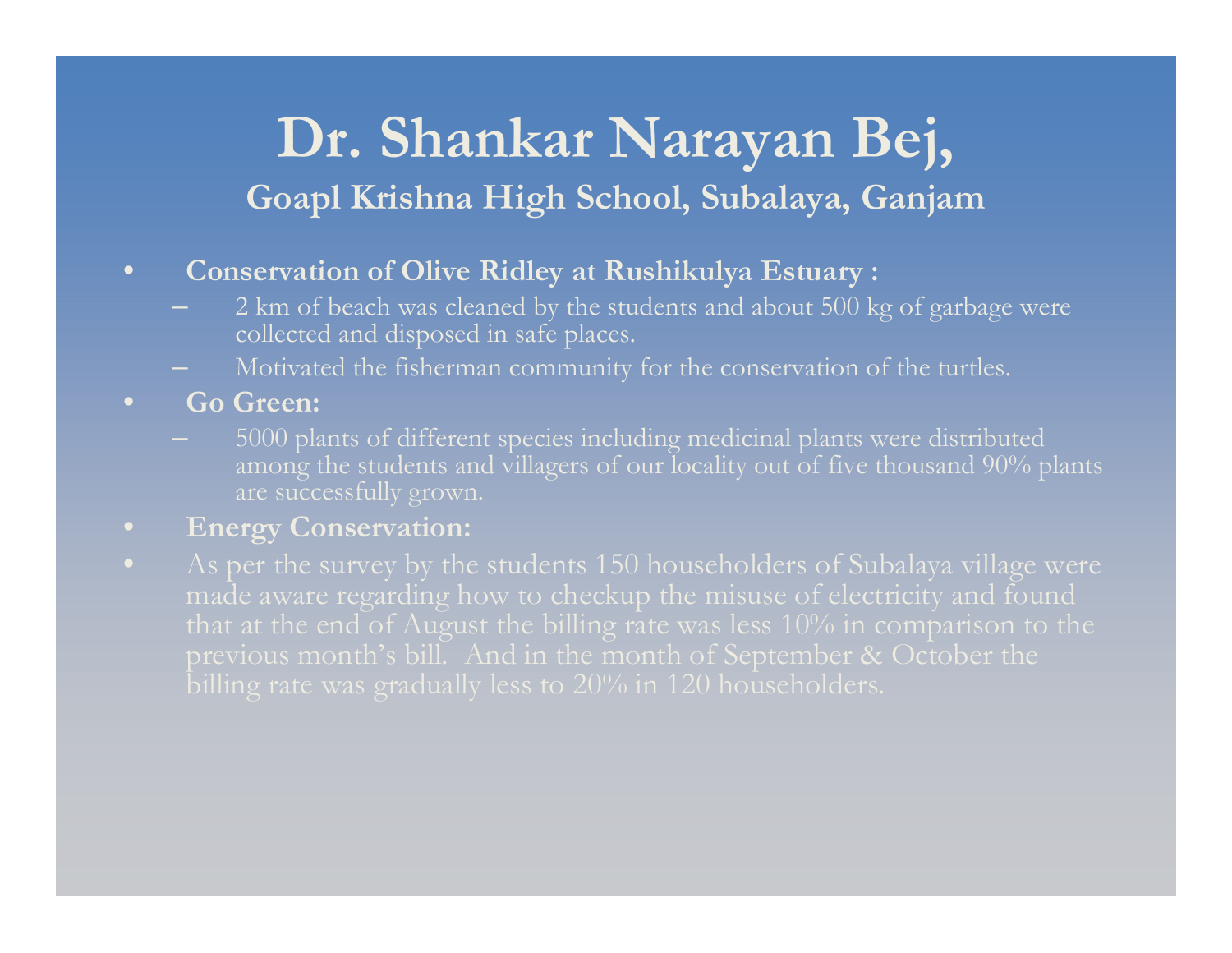# Dr. Shankar Narayan Bej,

## Goapl Krishna High School, Subalaya, Ganjam

- **Conservation of Olive Ridley at Rushikulya Estuary :**
  - 2 km of beach was cleaned by the students and about 500 kg of garbage were collected and disposed in safe places.
  - Motivated the fisherman community for the conservation of the turtles.
- **Go Green:**
  - 5000 plants of different species including medicinal plants were distributed among the students and villagers of our locality out of five thousand 90% plants are successfully grown.
- **Energy Conservation:**
- As per the survey by the students 150 householders of Subalaya village were made aware regarding how to checkup the misuse of electricity and found that at the end of August the billing rate was less 10% in comparison to the previous month's bill. And in the month of September & October the billing rate was gradually less to 20% in 120 householders.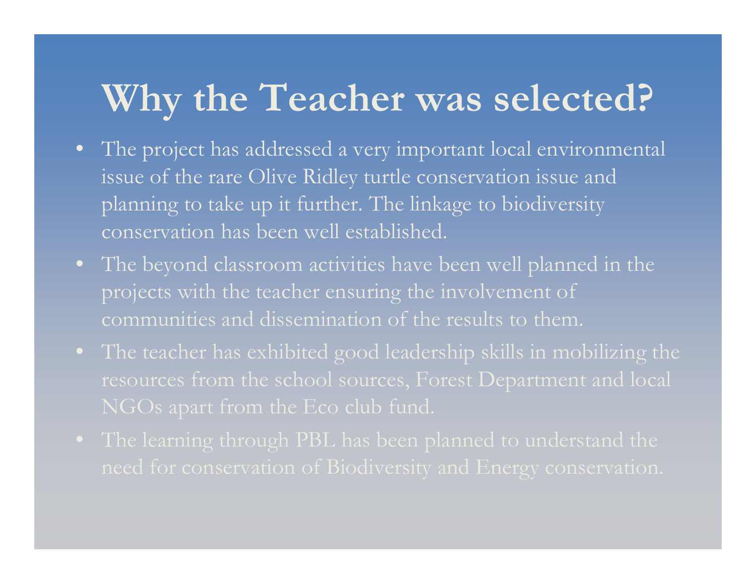# Why the Teacher was selected?

- The project has addressed a very important local environmental issue of the rare Olive Ridley turtle conservation issue and planning to take up it further. The linkage to biodiversity conservation has been well established.
- The beyond classroom activities have been well planned in the projects with the teacher ensuring the involvement of communities and dissemination of the results to them.
- The teacher has exhibited good leadership skills in mobilizing the resources from the school sources, Forest Department and local NGOs apart from the Eco club fund.
- The learning through PBL has been planned to understand the need for conservation of Biodiversity and Energy conservation.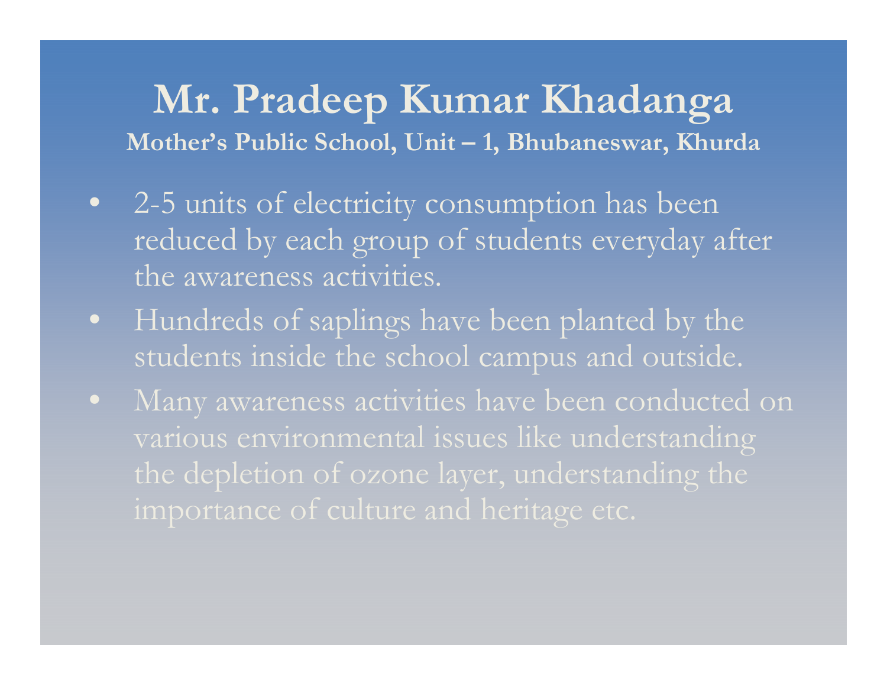# Mr. Pradeep Kumar Khadanga

**Mother's Public School, Unit – 1, Bhubaneswar, Khurda**

- 2-5 units of electricity consumption has been reduced by each group of students everyday after the awareness activities.
- Hundreds of saplings have been planted by the students inside the school campus and outside.
- Many awareness activities have been conducted on various environmental issues like understanding the depletion of ozone layer, understanding the importance of culture and heritage etc.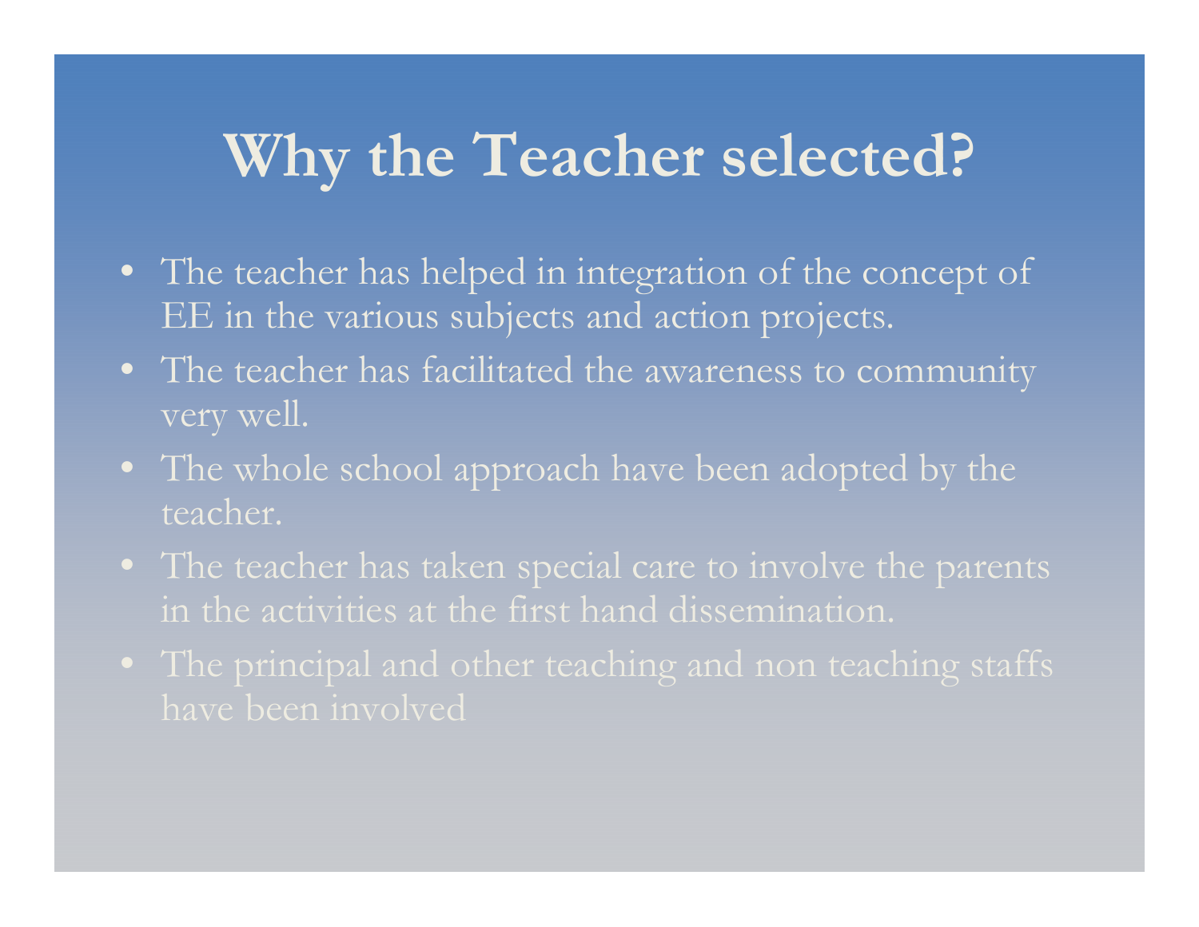# Why the Teacher selected?

- The teacher has helped in integration of the concept of EE in the various subjects and action projects.
- The teacher has facilitated the awareness to community very well.
- The whole school approach have been adopted by the teacher.
- The teacher has taken special care to involve the parents in the activities at the first hand dissemination.
- The principal and other teaching and non teaching staffs have been involved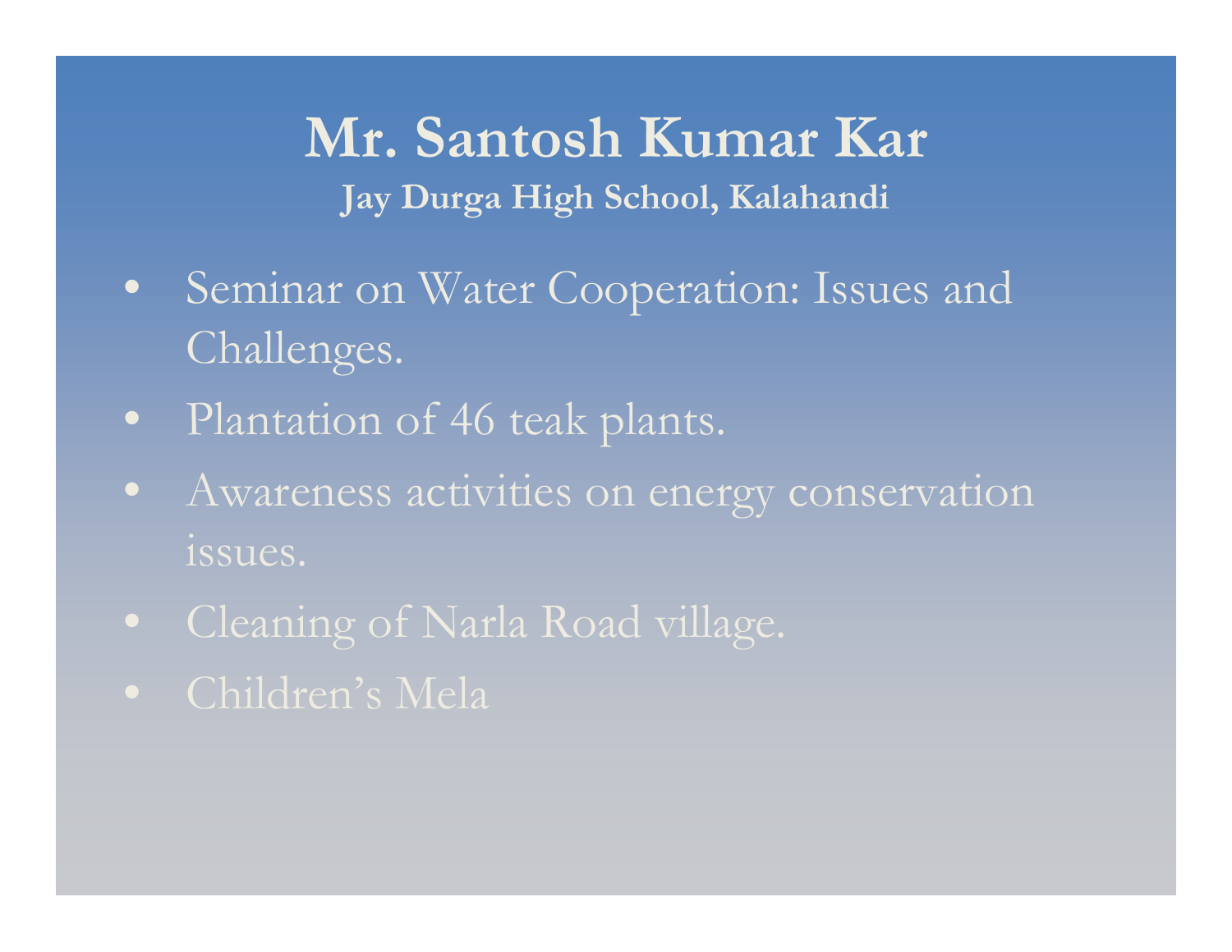# Mr. Santosh Kumar Kar

**Jay Durga High School, Kalahandi**

- Seminar on Water Cooperation: Issues and Challenges.
- Plantation of 46 teak plants.
- Awareness activities on energy conservation issues.
- Cleaning of Narla Road village.
- Children's Mela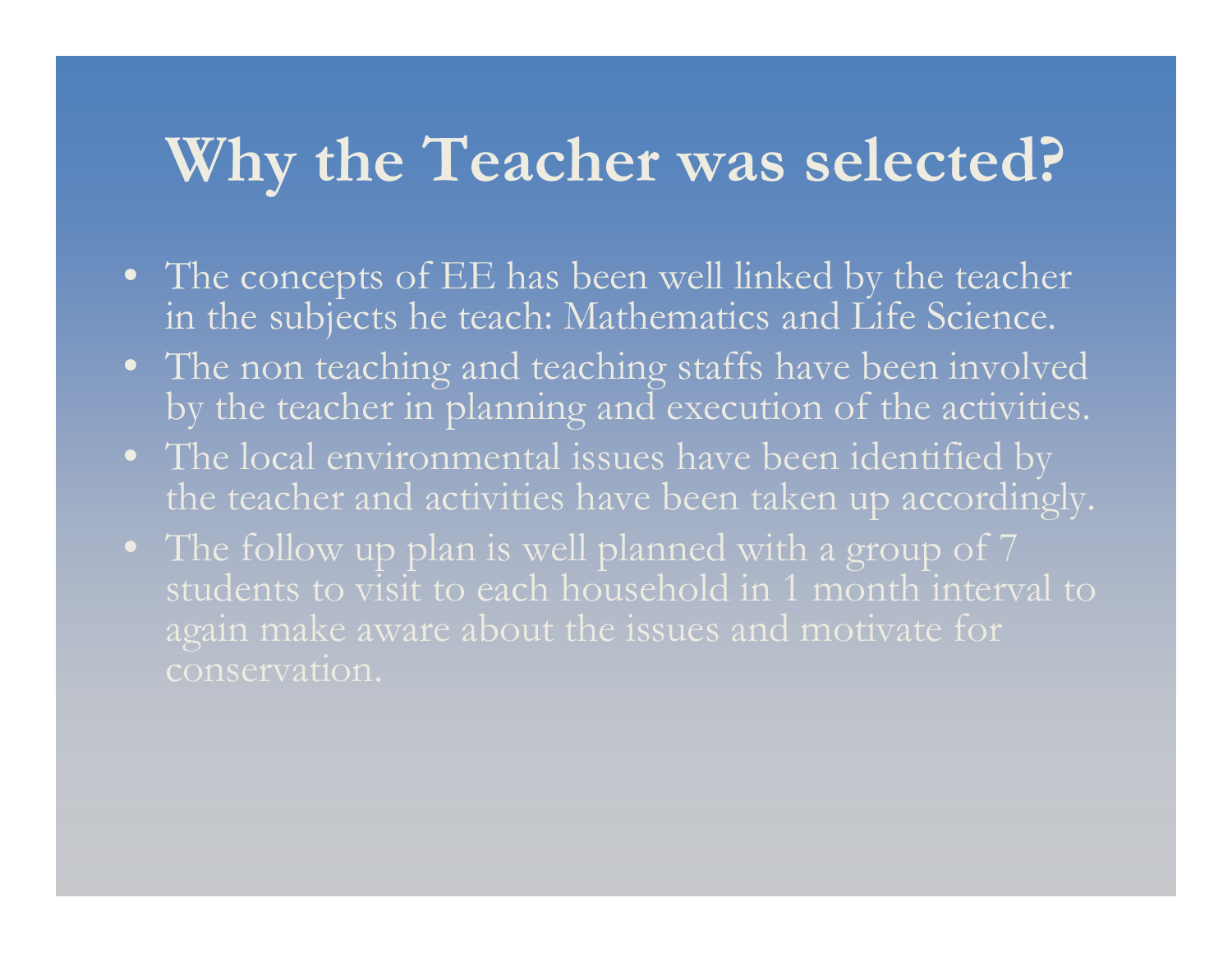# Why the Teacher was selected?

- The concepts of EE has been well linked by the teacher in the subjects he teach: Mathematics and Life Science.
- The non teaching and teaching staffs have been involved by the teacher in planning and execution of the activities.
- The local environmental issues have been identified by the teacher and activities have been taken up accordingly.
- The follow up plan is well planned with a group of 7 students to visit to each household in 1 month interval to again make aware about the issues and motivate for conservation.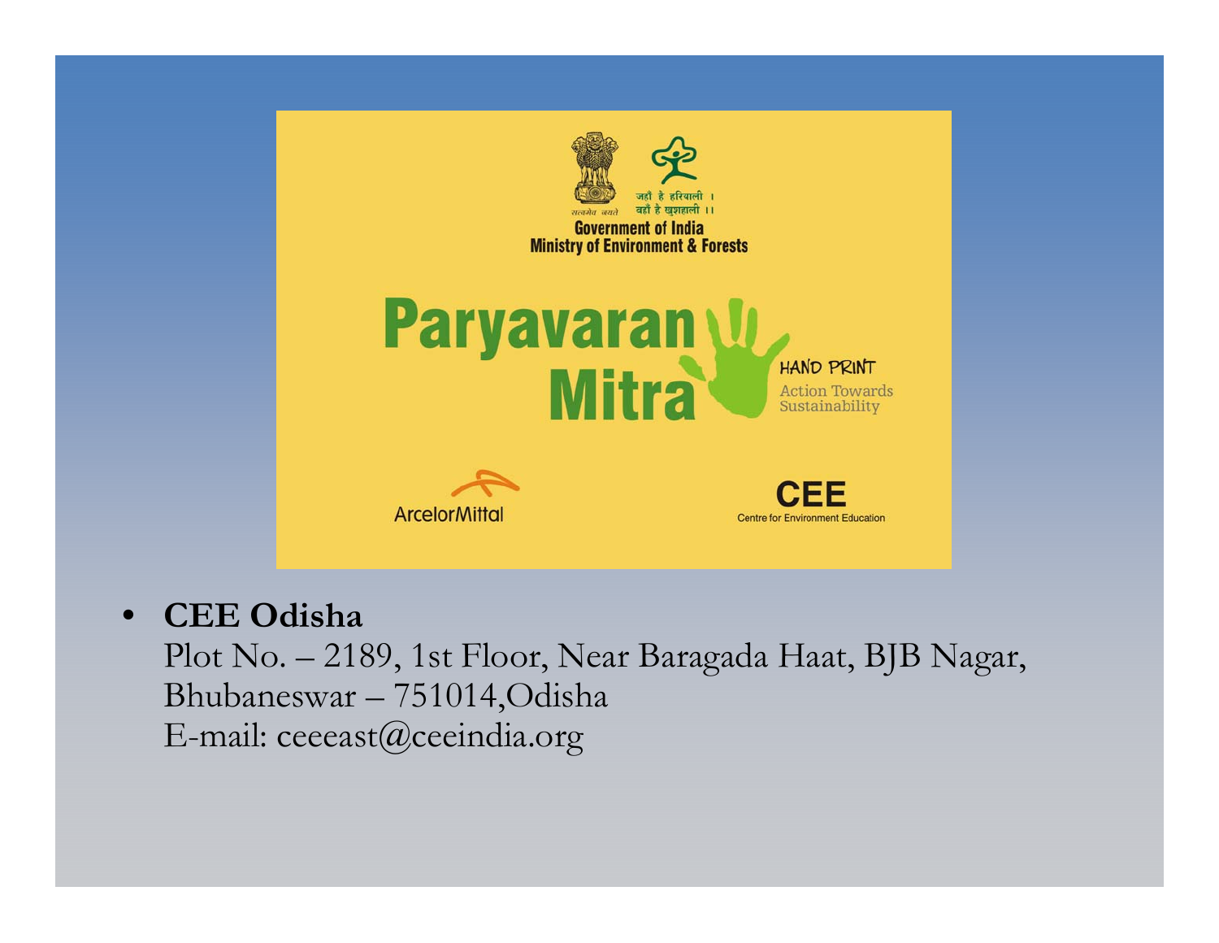जहाँ है हरियाली ।
वहाँ है खुशहाली ।।

सत्यमेव जयते

Government of India
Ministry of Environment & Forests

Paryavaran Mitra

HAND PRINT
Action Towards Sustainability

ArcelorMittal

CEE
Centre for Environment Education

- **CEE Odisha**
  Plot No. – 2189, 1st Floor, Near Baragada Haat, BJB Nagar, Bhubaneswar – 751014,Odisha
  E-mail: ceeeast@ceeindia.org